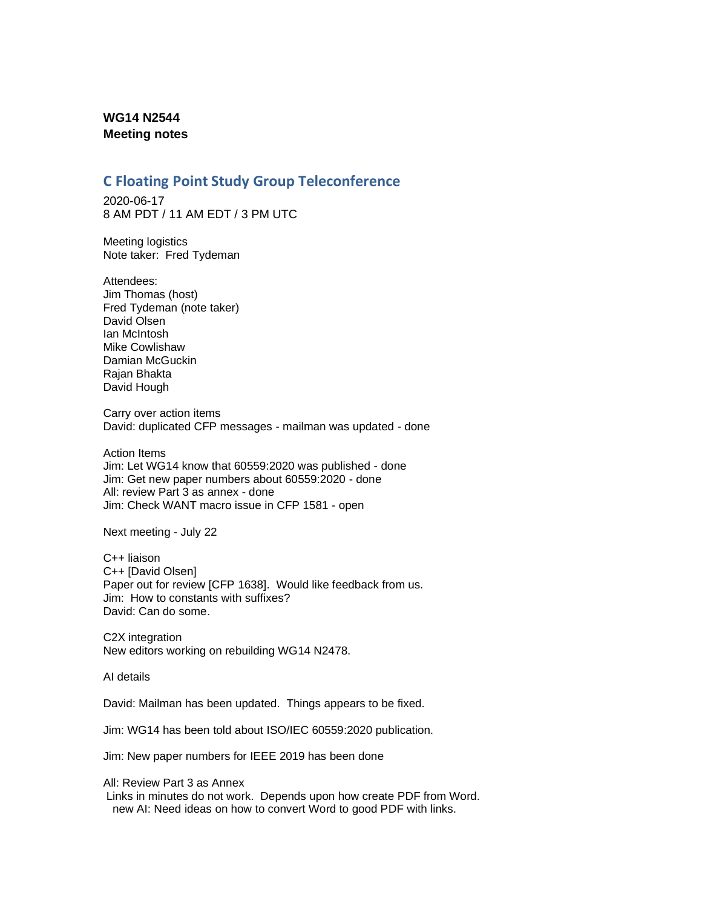**WG14 N2544**
**Meeting notes**

## C Floating Point Study Group Teleconference

2020-06-17
8 AM PDT / 11 AM EDT / 3 PM UTC

Meeting logistics
Note taker: Fred Tydeman

Attendees:
Jim Thomas (host)
Fred Tydeman (note taker)
David Olsen
Ian McIntosh
Mike Cowlishaw
Damian McGuckin
Rajan Bhakta
David Hough

Carry over action items
David: duplicated CFP messages - mailman was updated - done

Action Items
Jim: Let WG14 know that 60559:2020 was published - done
Jim: Get new paper numbers about 60559:2020 - done
All: review Part 3 as annex - done
Jim: Check WANT macro issue in CFP 1581 - open

Next meeting - July 22

C++ liaison
C++ [David Olsen]
Paper out for review [CFP 1638]. Would like feedback from us.
Jim: How to constants with suffixes?
David: Can do some.

C2X integration
New editors working on rebuilding WG14 N2478.

AI details

David: Mailman has been updated. Things appears to be fixed.

Jim: WG14 has been told about ISO/IEC 60559:2020 publication.

Jim: New paper numbers for IEEE 2019 has been done

All: Review Part 3 as Annex
Links in minutes do not work. Depends upon how create PDF from Word.
new AI: Need ideas on how to convert Word to good PDF with links.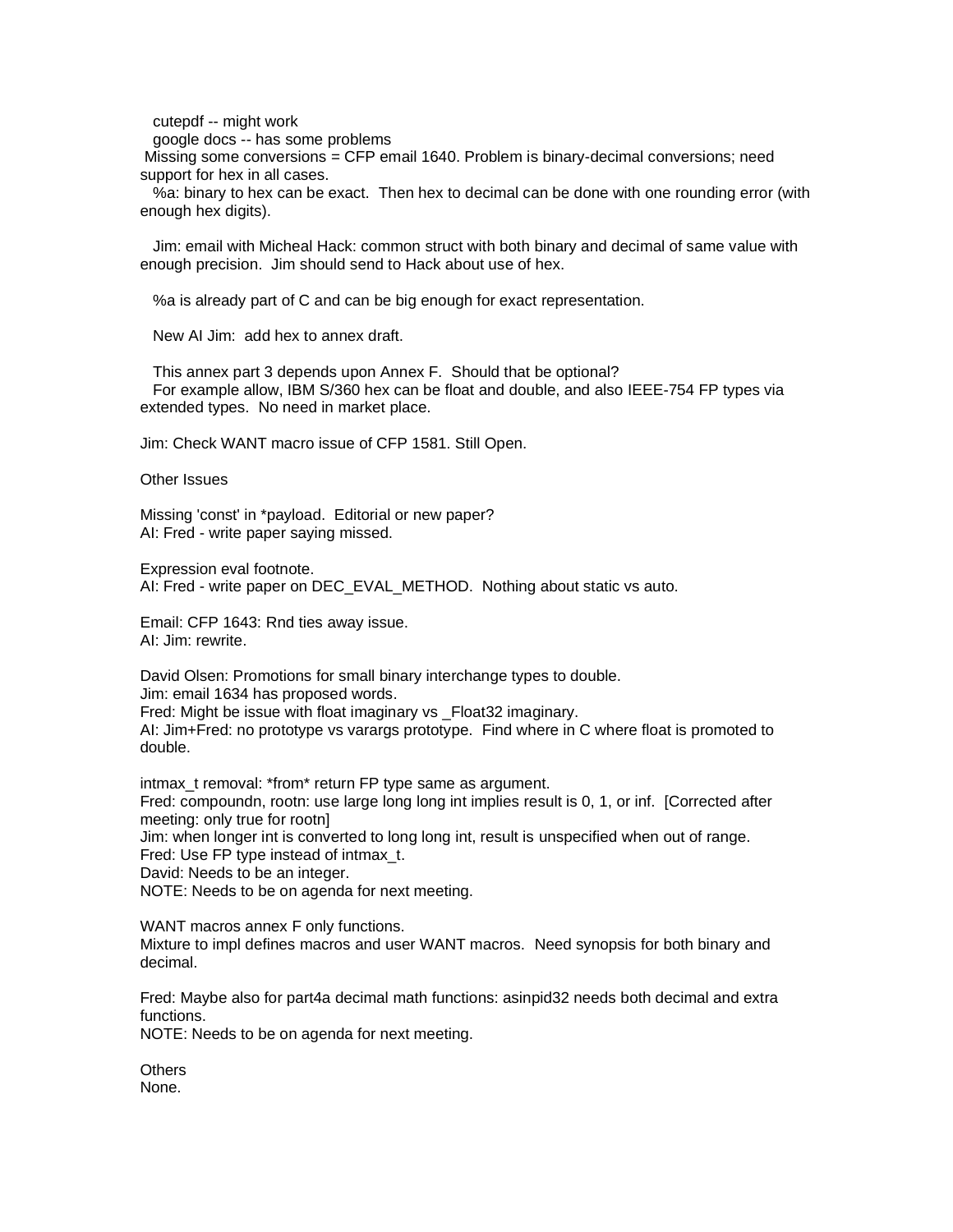cutepdf -- might work

google docs -- has some problems

Missing some conversions = CFP email 1640. Problem is binary-decimal conversions; need support for hex in all cases.

%a: binary to hex can be exact. Then hex to decimal can be done with one rounding error (with enough hex digits).

Jim: email with Micheal Hack: common struct with both binary and decimal of same value with enough precision. Jim should send to Hack about use of hex.

%a is already part of C and can be big enough for exact representation.

New AI Jim: add hex to annex draft.

This annex part 3 depends upon Annex F. Should that be optional?
For example allow, IBM S/360 hex can be float and double, and also IEEE-754 FP types via extended types. No need in market place.

Jim: Check WANT macro issue of CFP 1581. Still Open.

Other Issues

Missing 'const' in *payload. Editorial or new paper?
AI: Fred - write paper saying missed.

Expression eval footnote.
AI: Fred - write paper on DEC_EVAL_METHOD. Nothing about static vs auto.

Email: CFP 1643: Rnd ties away issue.
AI: Jim: rewrite.

David Olsen: Promotions for small binary interchange types to double.
Jim: email 1634 has proposed words.
Fred: Might be issue with float imaginary vs _Float32 imaginary.
AI: Jim+Fred: no prototype vs varargs prototype. Find where in C where float is promoted to double.

intmax_t removal: *from* return FP type same as argument.
Fred: compoundn, rootn: use large long long int implies result is 0, 1, or inf. [Corrected after meeting: only true for rootn]
Jim: when longer int is converted to long long int, result is unspecified when out of range.
Fred: Use FP type instead of intmax_t.
David: Needs to be an integer.
NOTE: Needs to be on agenda for next meeting.

WANT macros annex F only functions.
Mixture to impl defines macros and user WANT macros. Need synopsis for both binary and decimal.

Fred: Maybe also for part4a decimal math functions: asinpid32 needs both decimal and extra functions.
NOTE: Needs to be on agenda for next meeting.

Others
None.